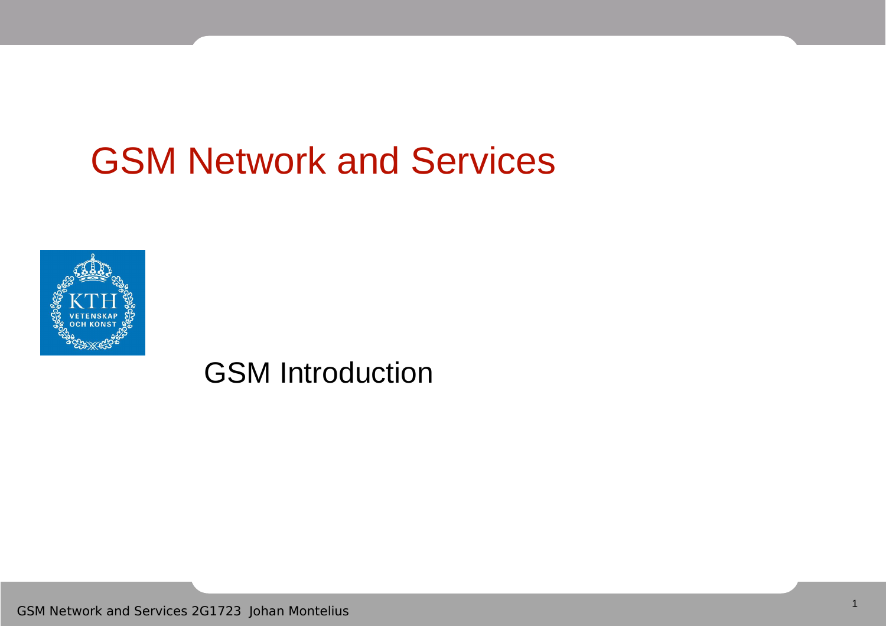# GSM Network and Services

## GSM Introduction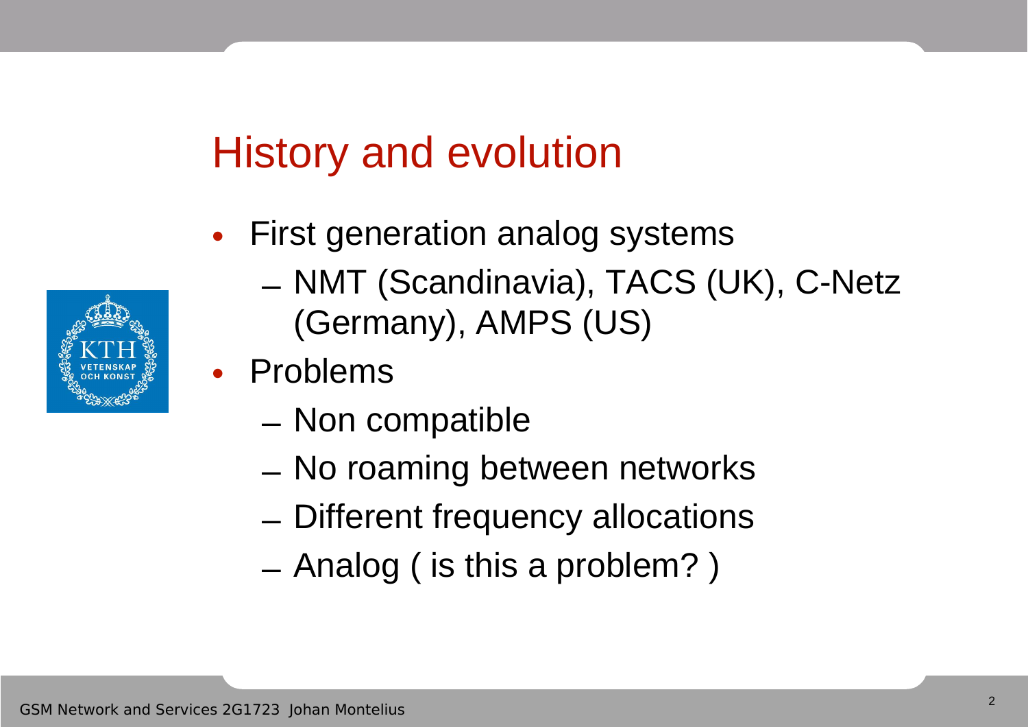# History and evolution

- First generation analog systems
  - NMT (Scandinavia), TACS (UK), C-Netz (Germany), AMPS (US)
- Problems
  - Non compatible
  - No roaming between networks
  - Different frequency allocations
  - Analog ( is this a problem? )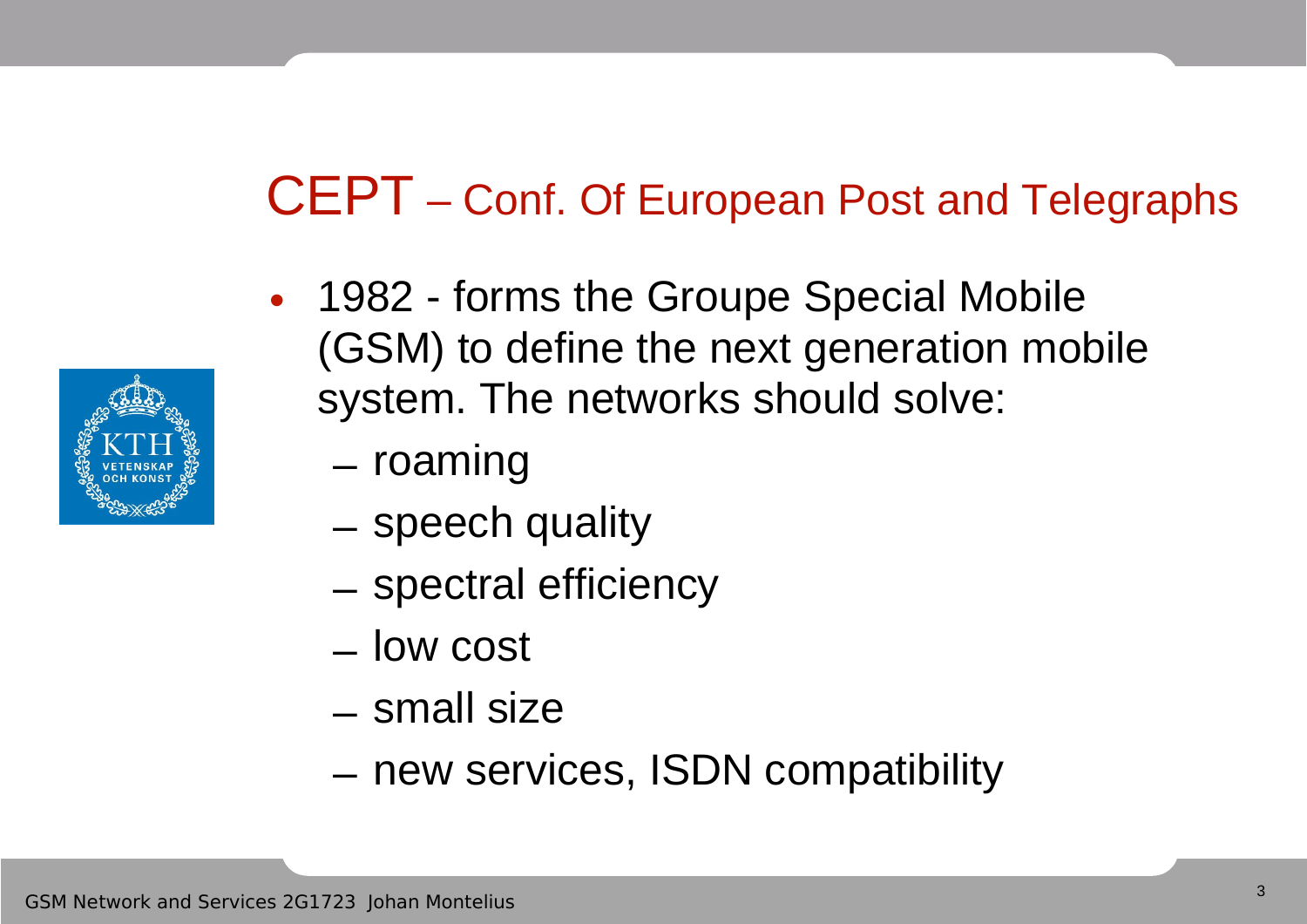# CEPT – Conf. Of European Post and Telegraphs

- 1982 - forms the Groupe Special Mobile (GSM) to define the next generation mobile system. The networks should solve:
  - roaming
  - speech quality
  - spectral efficiency
  - low cost
  - small size
  - new services, ISDN compatibility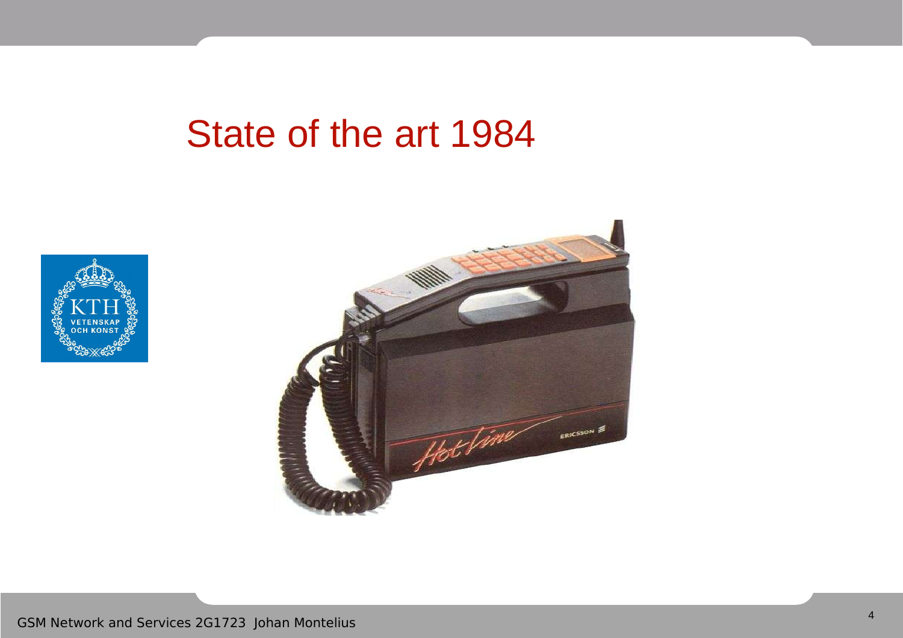# State of the art 1984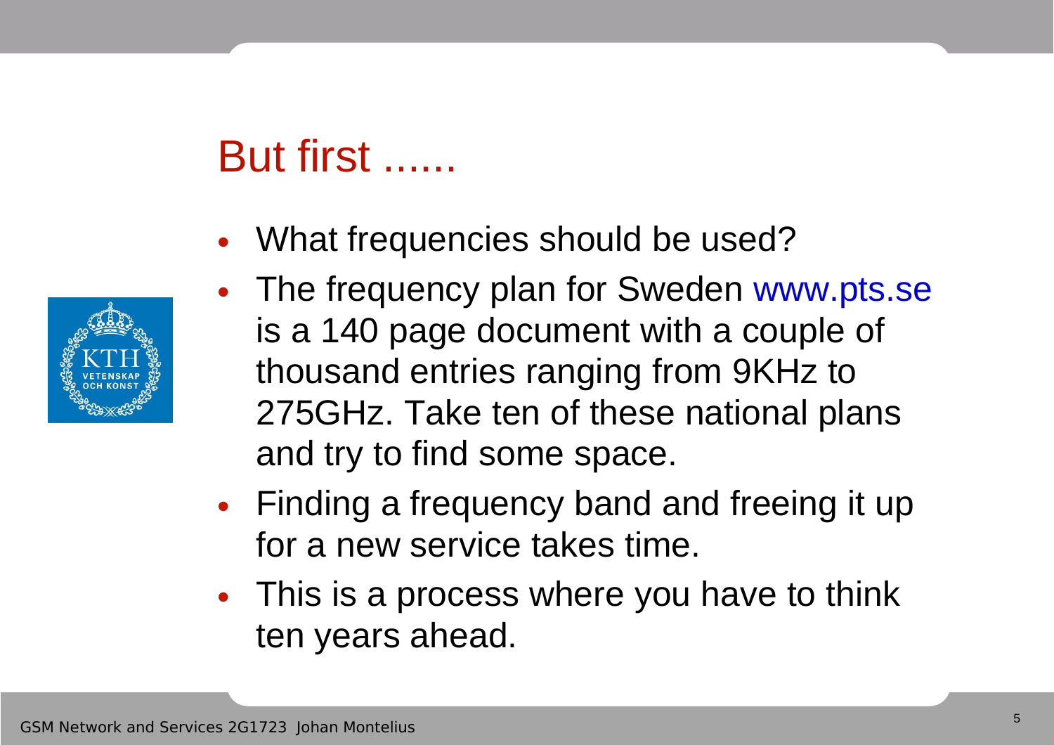# But first ......

- What frequencies should be used?
- The frequency plan for Sweden www.pts.se is a 140 page document with a couple of thousand entries ranging from 9KHz to 275GHz. Take ten of these national plans and try to find some space.
- Finding a frequency band and freeing it up for a new service takes time.
- This is a process where you have to think ten years ahead.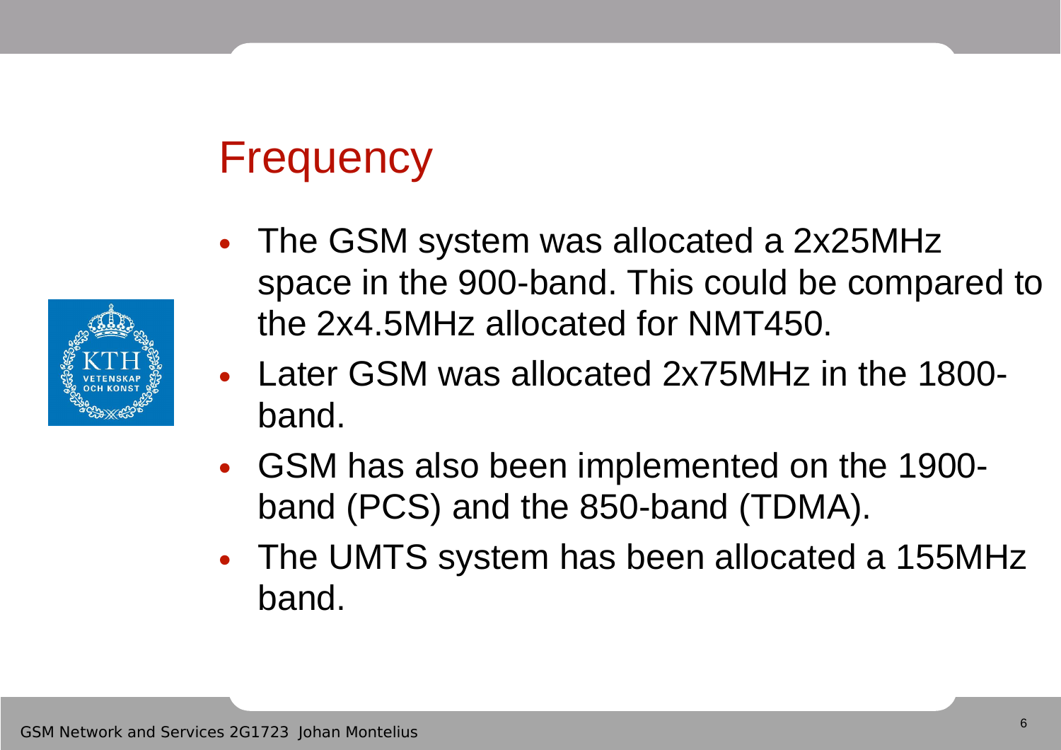# Frequency

- The GSM system was allocated a 2x25MHz space in the 900-band. This could be compared to the 2x4.5MHz allocated for NMT450.
- Later GSM was allocated 2x75MHz in the 1800-band.
- GSM has also been implemented on the 1900-band (PCS) and the 850-band (TDMA).
- The UMTS system has been allocated a 155MHz band.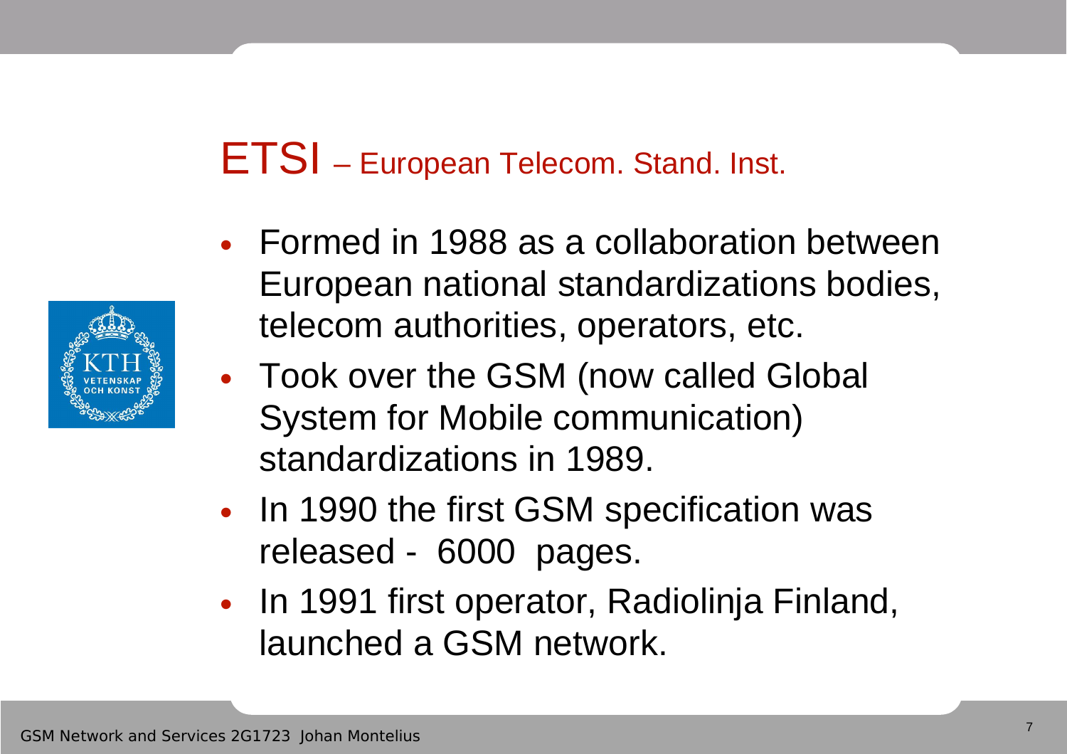# ETSI – European Telecom. Stand. Inst.

- Formed in 1988 as a collaboration between European national standardizations bodies, telecom authorities, operators, etc.
- Took over the GSM (now called Global System for Mobile communication) standardizations in 1989.
- In 1990 the first GSM specification was released - 6000 pages.
- In 1991 first operator, Radiolinja Finland, launched a GSM network.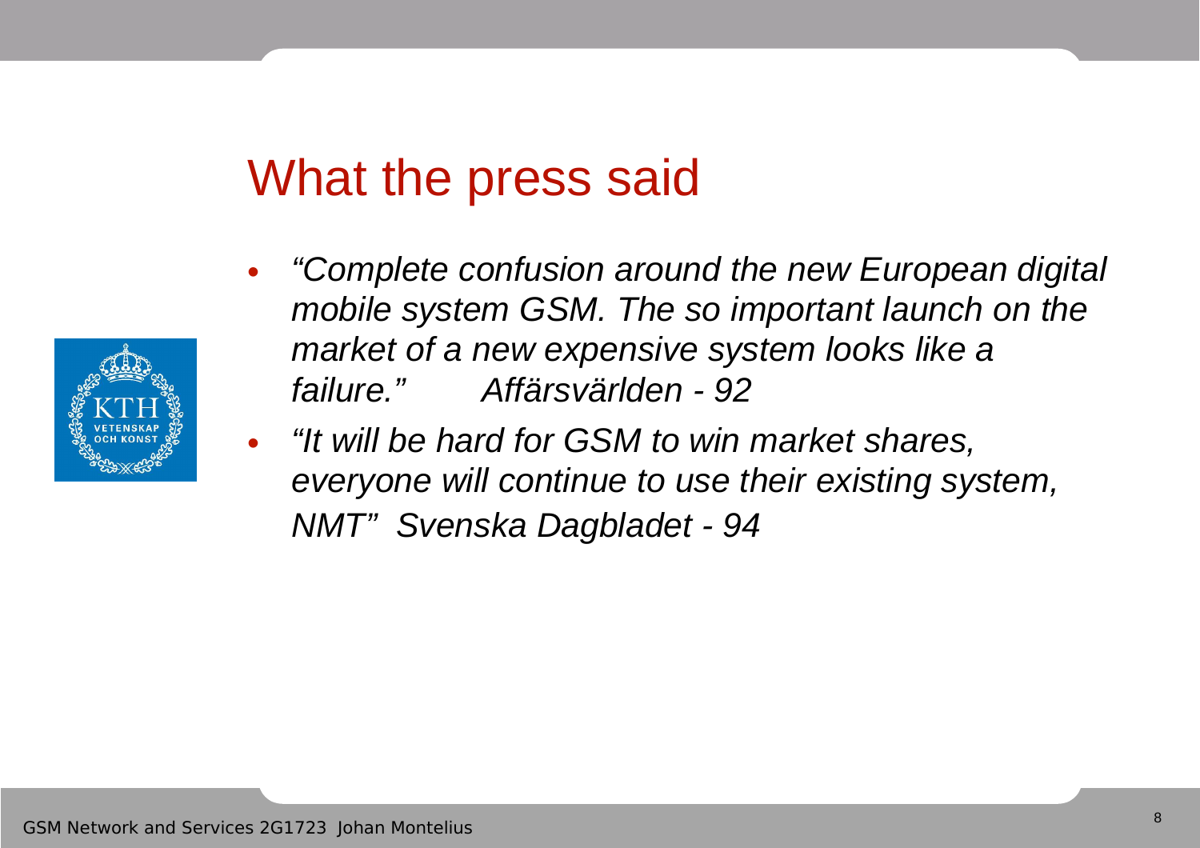# What the press said

- *"Complete confusion around the new European digital mobile system GSM. The so important launch on the market of a new expensive system looks like a failure."      Affärsvärlden - 92*
- *"It will be hard for GSM to win market shares, everyone will continue to use their existing system, NMT"  Svenska Dagbladet - 94*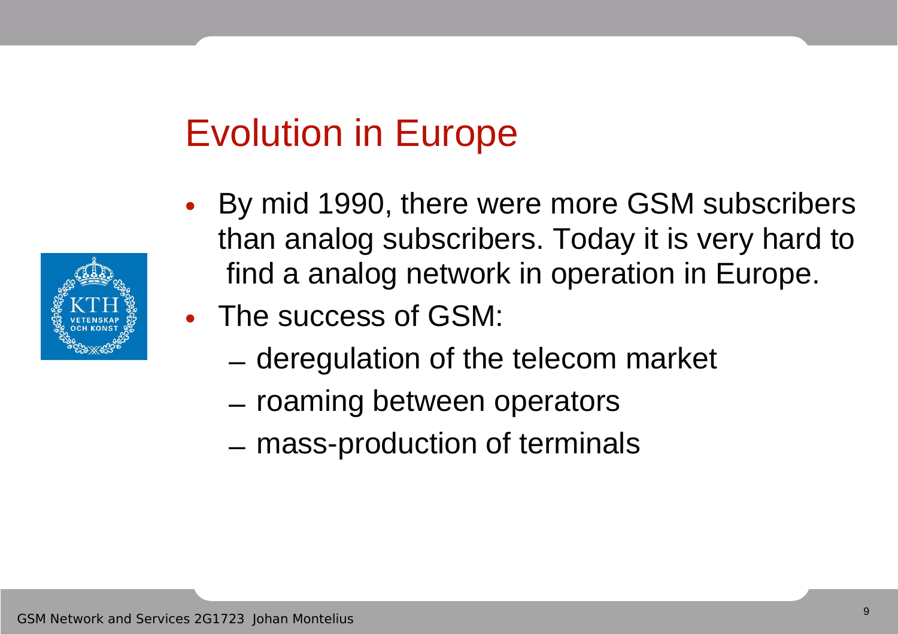# Evolution in Europe

- By mid 1990, there were more GSM subscribers than analog subscribers. Today it is very hard to find a analog network in operation in Europe.
- The success of GSM:
  - deregulation of the telecom market
  - roaming between operators
  - mass-production of terminals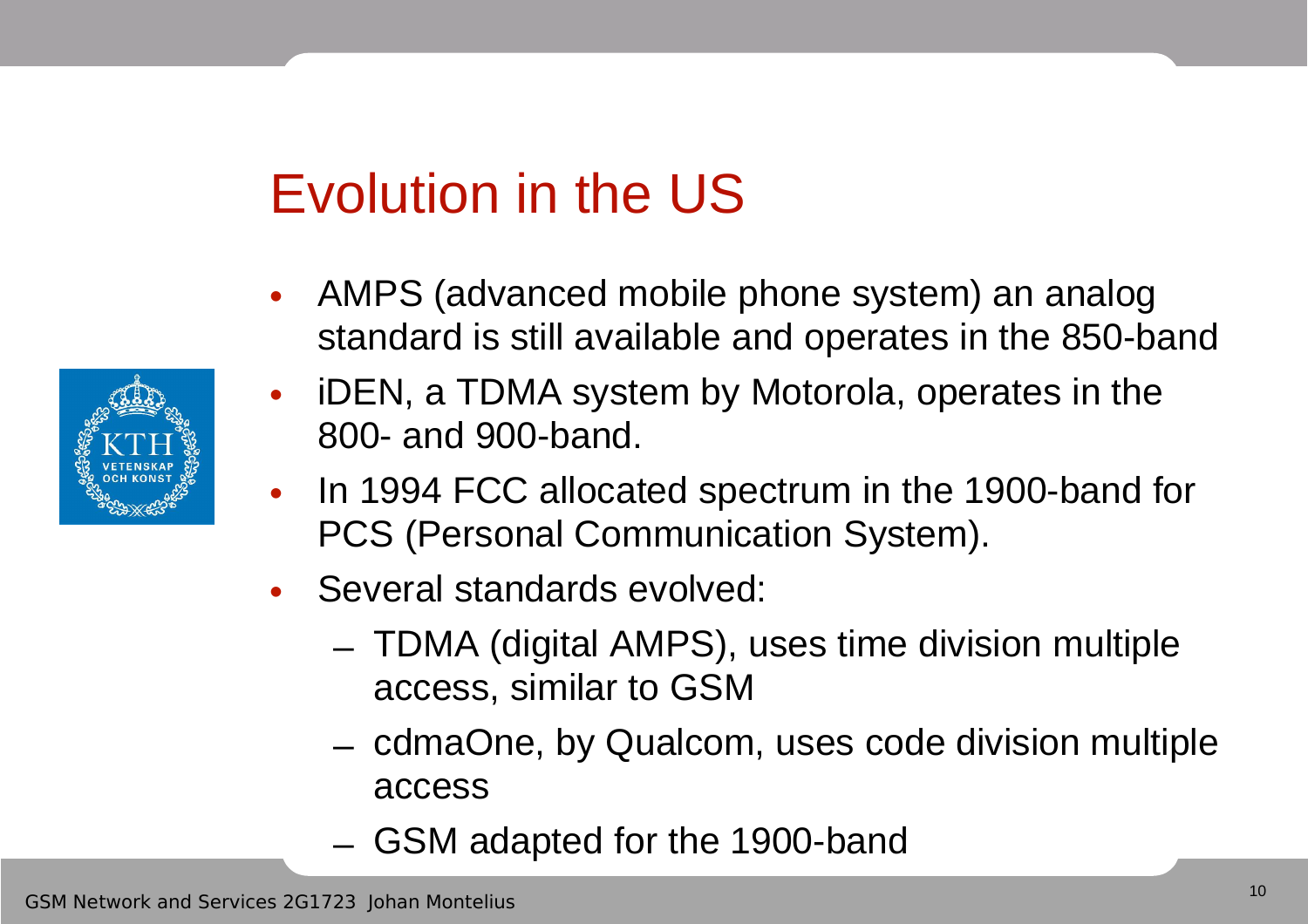# Evolution in the US

- AMPS (advanced mobile phone system) an analog standard is still available and operates in the 850-band
- iDEN, a TDMA system by Motorola, operates in the 800- and 900-band.
- In 1994 FCC allocated spectrum in the 1900-band for PCS (Personal Communication System).
- Several standards evolved:
  - TDMA (digital AMPS), uses time division multiple access, similar to GSM
  - cdmaOne, by Qualcom, uses code division multiple access
  - GSM adapted for the 1900-band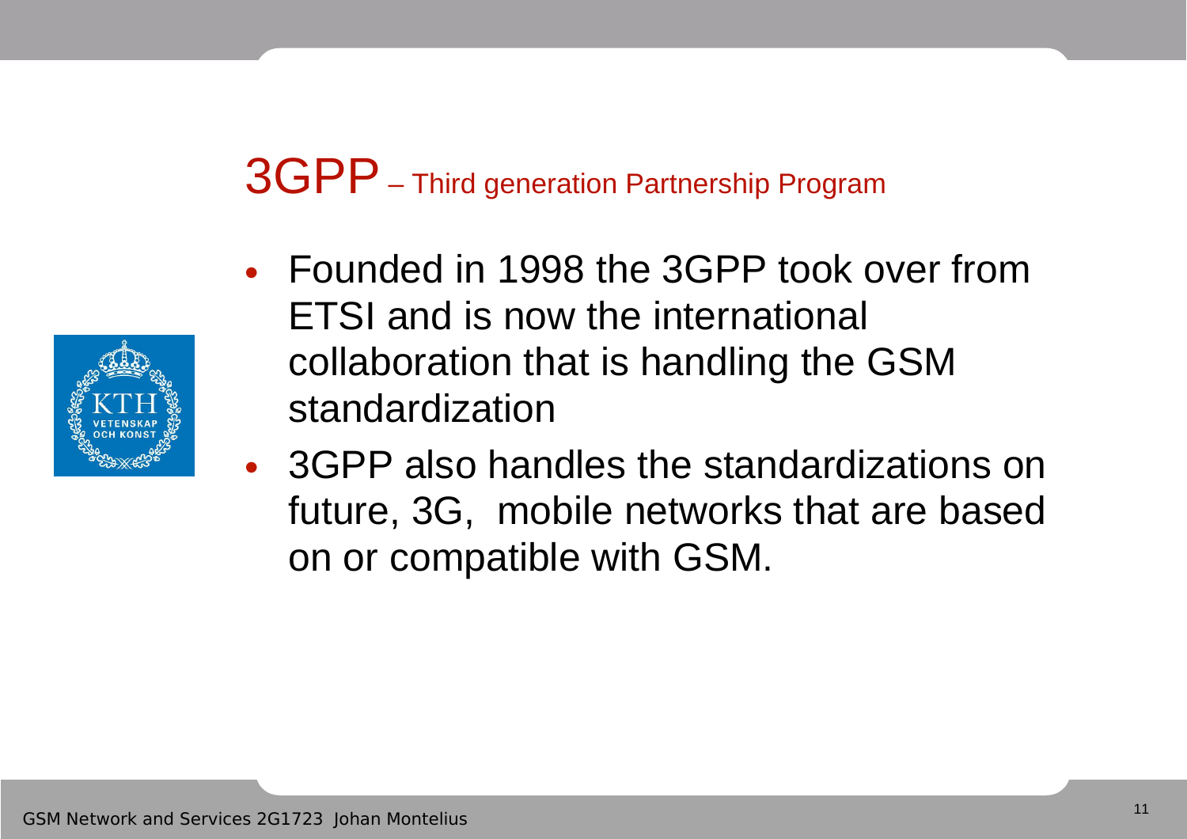# 3GPP – Third generation Partnership Program

- Founded in 1998 the 3GPP took over from ETSI and is now the international collaboration that is handling the GSM standardization
- 3GPP also handles the standardizations on future, 3G, mobile networks that are based on or compatible with GSM.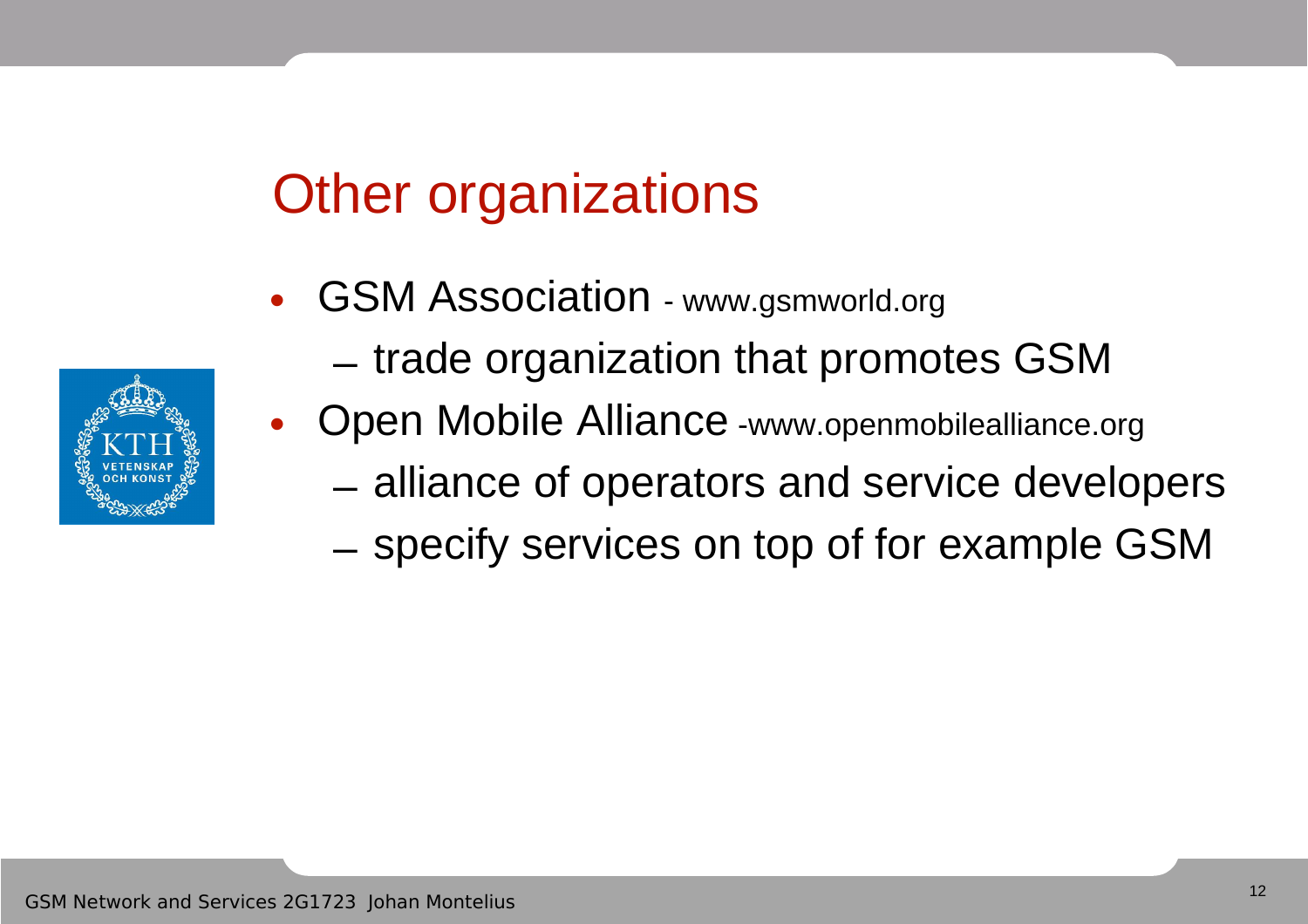# Other organizations

- GSM Association - www.gsmworld.org
  - trade organization that promotes GSM
- Open Mobile Alliance -www.openmobilealliance.org
  - alliance of operators and service developers
  - specify services on top of for example GSM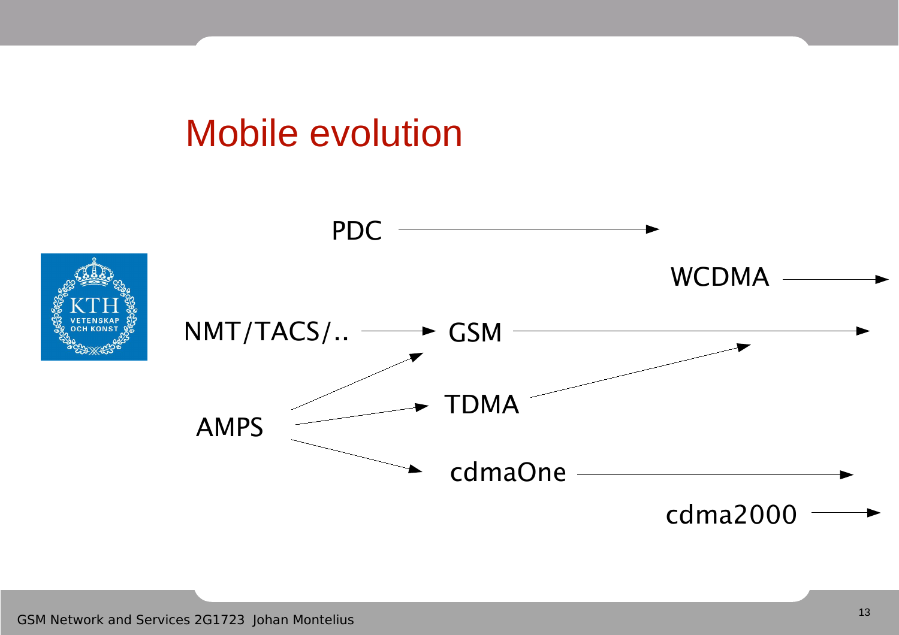# Mobile evolution

PDC

WCDMA

NMT/TACS/.. → GSM

AMPS → GSM

AMPS → TDMA → GSM

AMPS → cdmaOne

cdma2000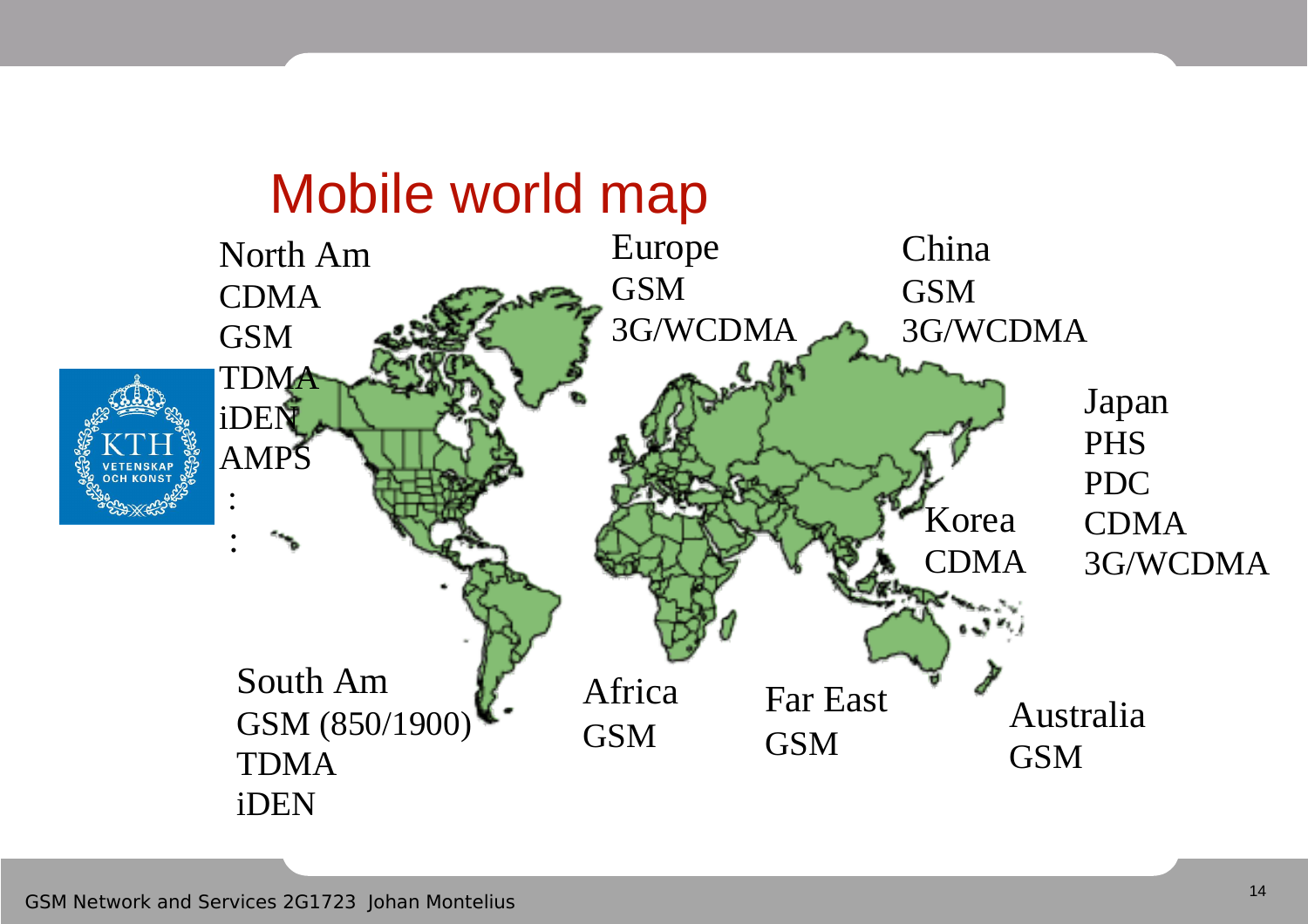# Mobile world map

North Am
CDMA
GSM
TDMA
iDEN
AMPS
:
:

Europe
GSM
3G/WCDMA

China
GSM
3G/WCDMA

Japan
PHS
PDC
CDMA
3G/WCDMA

Korea
CDMA

South Am
GSM (850/1900)
TDMA
iDEN

Africa
GSM

Far East
GSM

Australia
GSM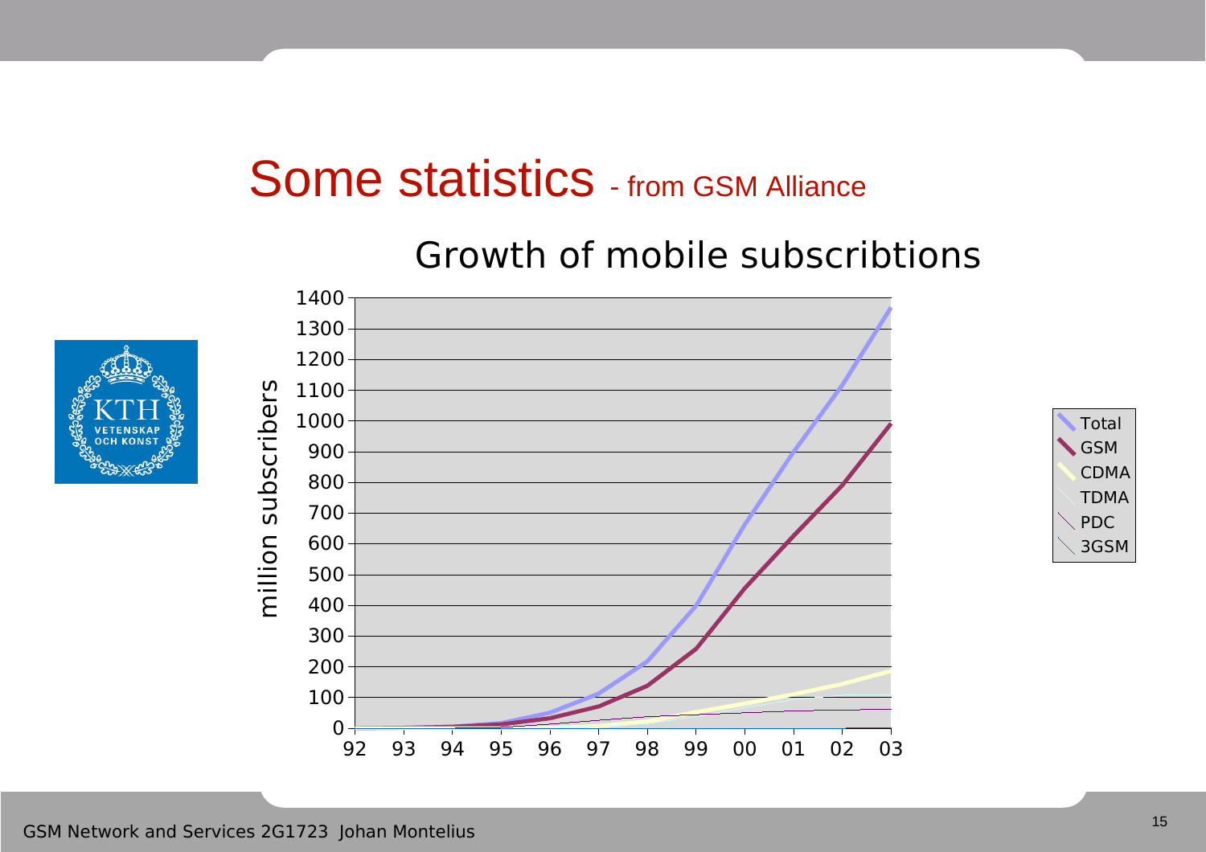# Some statistics - from GSM Alliance

Growth of mobile subscribtions

million subscribers

1400
1300
1200
1100
1000
900
800
700
600
500
400
300
200
100
0

92 93 94 95 96 97 98 99 00 01 02 03

Total
GSM
CDMA
TDMA
PDC
3GSM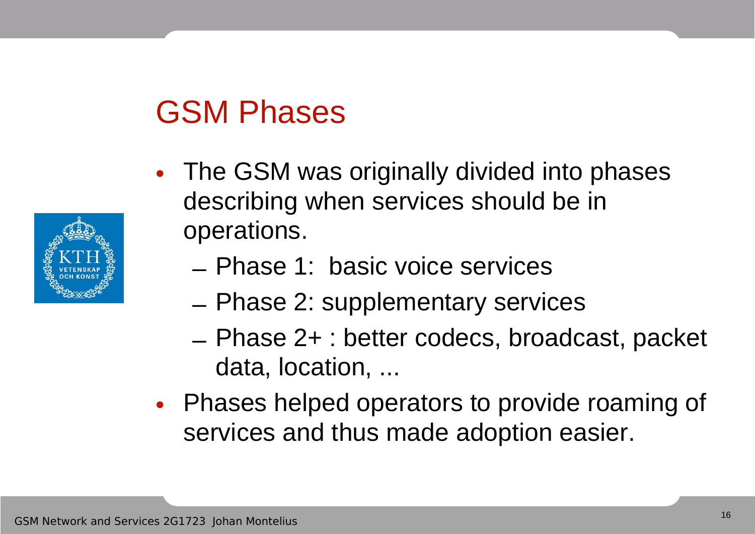# GSM Phases

- The GSM was originally divided into phases describing when services should be in operations.
  - Phase 1: basic voice services
  - Phase 2: supplementary services
  - Phase 2+ : better codecs, broadcast, packet data, location, ...
- Phases helped operators to provide roaming of services and thus made adoption easier.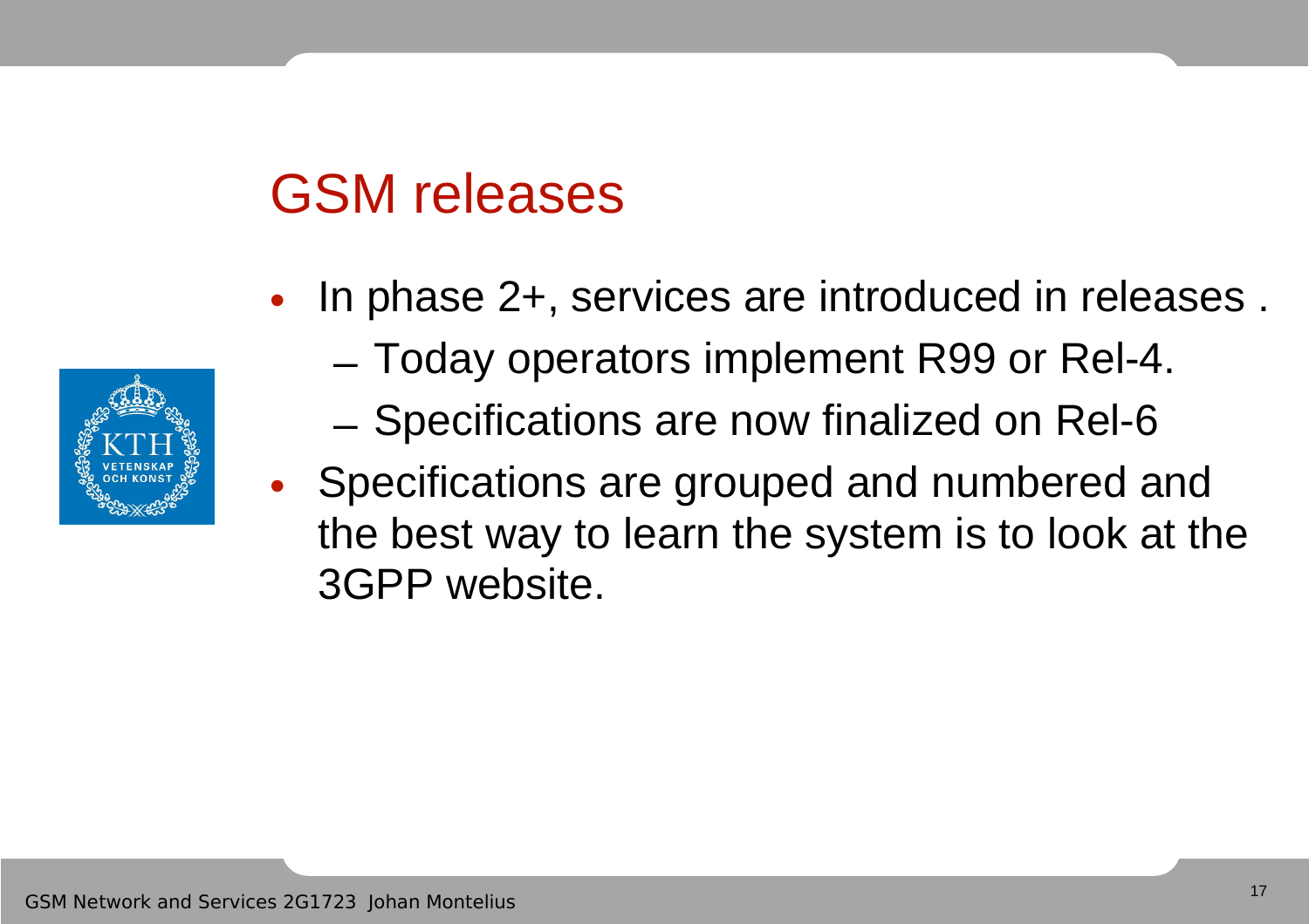# GSM releases

- In phase 2+, services are introduced in releases .
  - Today operators implement R99 or Rel-4.
  - Specifications are now finalized on Rel-6
- Specifications are grouped and numbered and the best way to learn the system is to look at the 3GPP website.